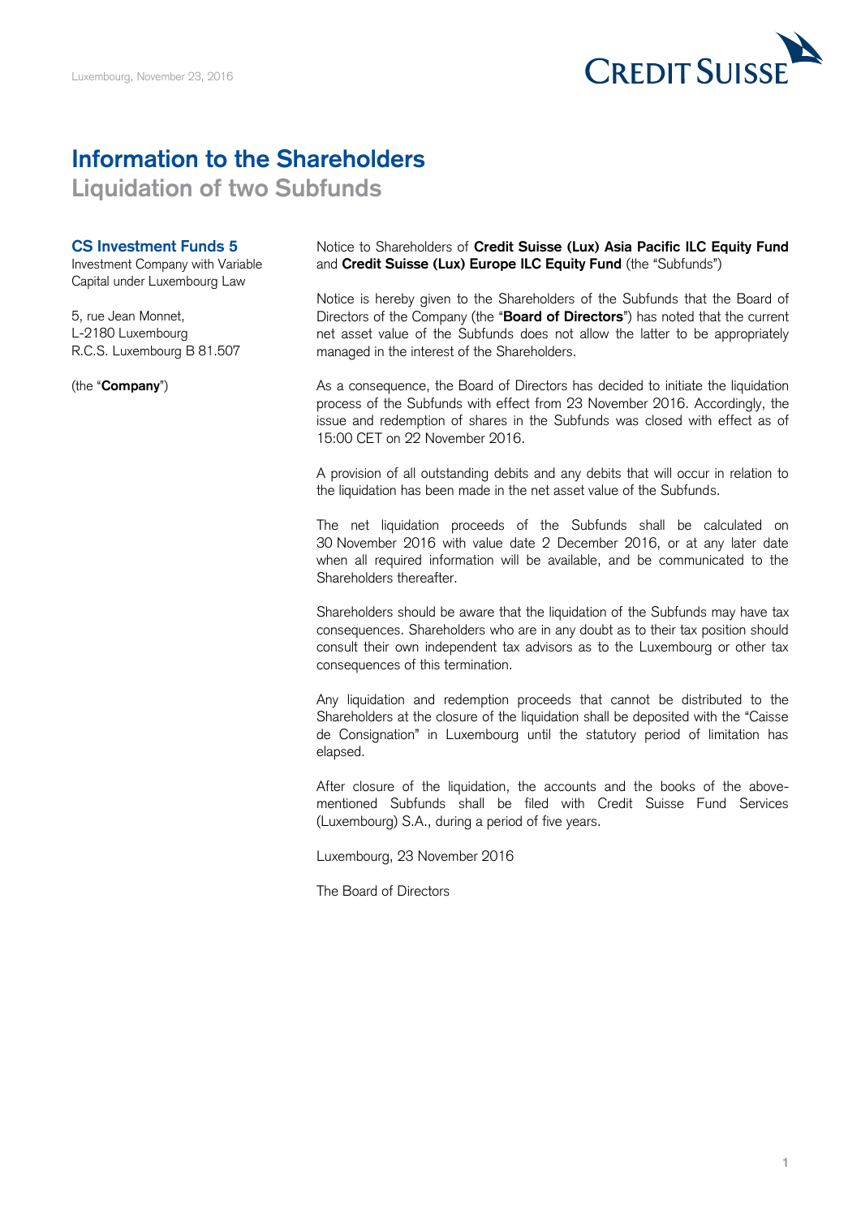Luxembourg, November 23, 2016

# Information to the Shareholders

## Liquidation of two Subfunds

**CS Investment Funds 5**
Investment Company with Variable Capital under Luxembourg Law

5, rue Jean Monnet,
L-2180 Luxembourg
R.C.S. Luxembourg B 81.507

(the "**Company**")

Notice to Shareholders of **Credit Suisse (Lux) Asia Pacific ILC Equity Fund** and **Credit Suisse (Lux) Europe ILC Equity Fund** (the "Subfunds")

Notice is hereby given to the Shareholders of the Subfunds that the Board of Directors of the Company (the "**Board of Directors**") has noted that the current net asset value of the Subfunds does not allow the latter to be appropriately managed in the interest of the Shareholders.

As a consequence, the Board of Directors has decided to initiate the liquidation process of the Subfunds with effect from 23 November 2016. Accordingly, the issue and redemption of shares in the Subfunds was closed with effect as of 15:00 CET on 22 November 2016.

A provision of all outstanding debits and any debits that will occur in relation to the liquidation has been made in the net asset value of the Subfunds.

The net liquidation proceeds of the Subfunds shall be calculated on 30 November 2016 with value date 2 December 2016, or at any later date when all required information will be available, and be communicated to the Shareholders thereafter.

Shareholders should be aware that the liquidation of the Subfunds may have tax consequences. Shareholders who are in any doubt as to their tax position should consult their own independent tax advisors as to the Luxembourg or other tax consequences of this termination.

Any liquidation and redemption proceeds that cannot be distributed to the Shareholders at the closure of the liquidation shall be deposited with the "Caisse de Consignation" in Luxembourg until the statutory period of limitation has elapsed.

After closure of the liquidation, the accounts and the books of the above-mentioned Subfunds shall be filed with Credit Suisse Fund Services (Luxembourg) S.A., during a period of five years.

Luxembourg, 23 November 2016

The Board of Directors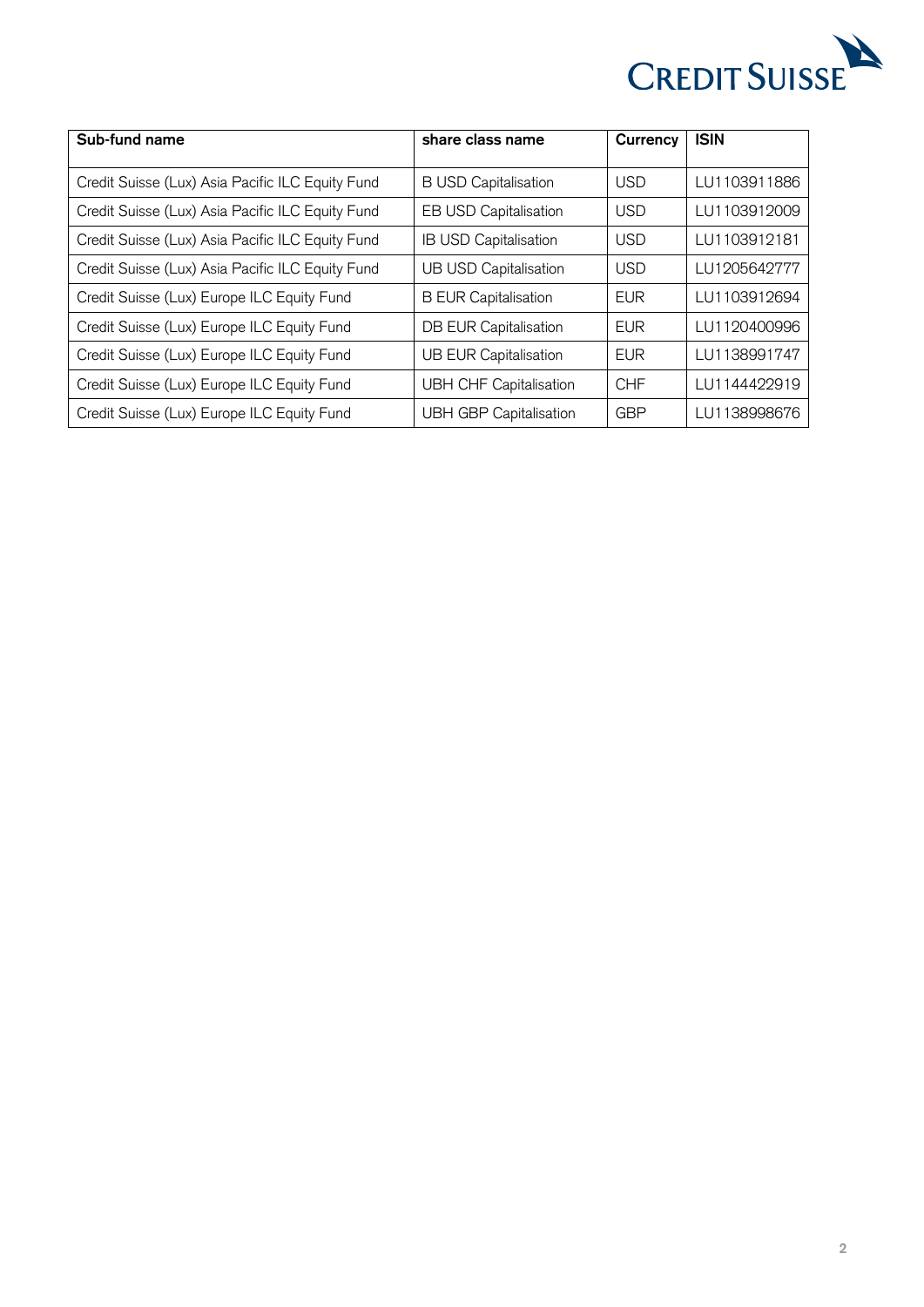| Sub-fund name | share class name | Currency | ISIN |
|---|---|---|---|
| Credit Suisse (Lux) Asia Pacific ILC Equity Fund | B USD Capitalisation | USD | LU1103911886 |
| Credit Suisse (Lux) Asia Pacific ILC Equity Fund | EB USD Capitalisation | USD | LU1103912009 |
| Credit Suisse (Lux) Asia Pacific ILC Equity Fund | IB USD Capitalisation | USD | LU1103912181 |
| Credit Suisse (Lux) Asia Pacific ILC Equity Fund | UB USD Capitalisation | USD | LU1205642777 |
| Credit Suisse (Lux) Europe ILC Equity Fund | B EUR Capitalisation | EUR | LU1103912694 |
| Credit Suisse (Lux) Europe ILC Equity Fund | DB EUR Capitalisation | EUR | LU1120400996 |
| Credit Suisse (Lux) Europe ILC Equity Fund | UB EUR Capitalisation | EUR | LU1138991747 |
| Credit Suisse (Lux) Europe ILC Equity Fund | UBH CHF Capitalisation | CHF | LU1144422919 |
| Credit Suisse (Lux) Europe ILC Equity Fund | UBH GBP Capitalisation | GBP | LU1138998676 |